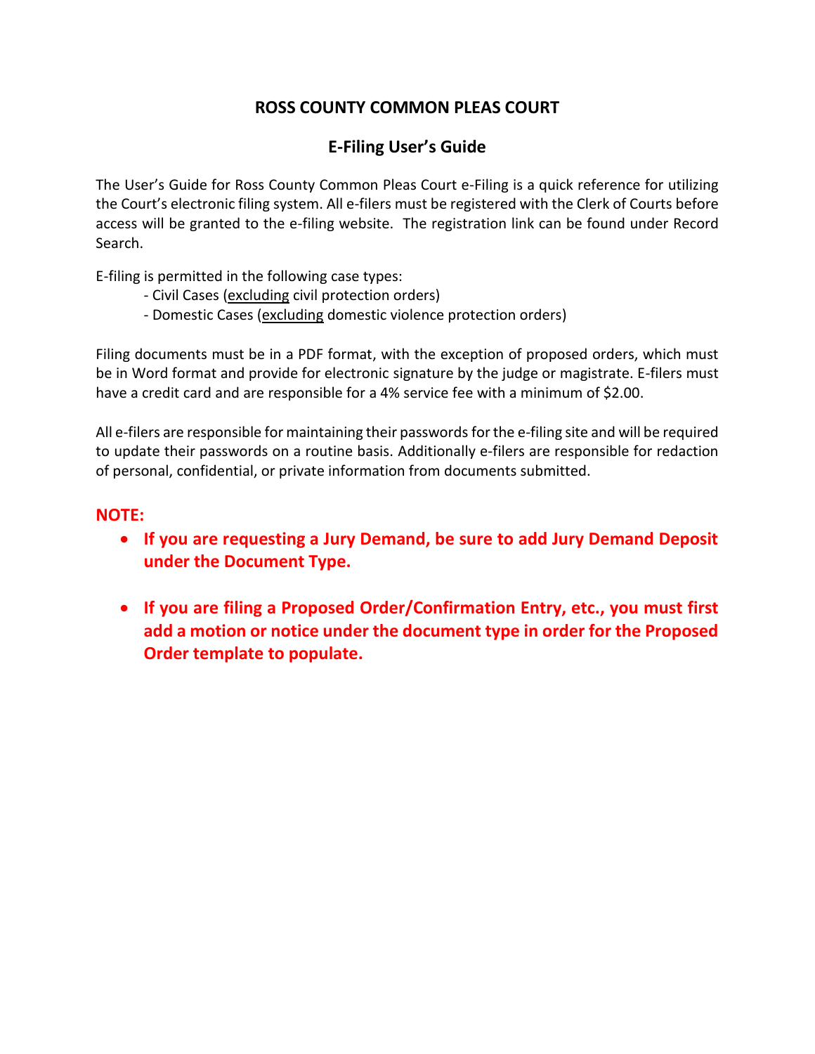# ROSS COUNTY COMMON PLEAS COURT

## E-Filing User's Guide

The User's Guide for Ross County Common Pleas Court e-Filing is a quick reference for utilizing the Court's electronic filing system. All e-filers must be registered with the Clerk of Courts before access will be granted to the e-filing website. The registration link can be found under Record Search.

E-filing is permitted in the following case types:

- Civil Cases (excluding civil protection orders)
- Domestic Cases (excluding domestic violence protection orders)

Filing documents must be in a PDF format, with the exception of proposed orders, which must be in Word format and provide for electronic signature by the judge or magistrate. E-filers must have a credit card and are responsible for a 4% service fee with a minimum of $2.00.

All e-filers are responsible for maintaining their passwords for the e-filing site and will be required to update their passwords on a routine basis. Additionally e-filers are responsible for redaction of personal, confidential, or private information from documents submitted.

**NOTE:**

- **If you are requesting a Jury Demand, be sure to add Jury Demand Deposit under the Document Type.**
- **If you are filing a Proposed Order/Confirmation Entry, etc., you must first add a motion or notice under the document type in order for the Proposed Order template to populate.**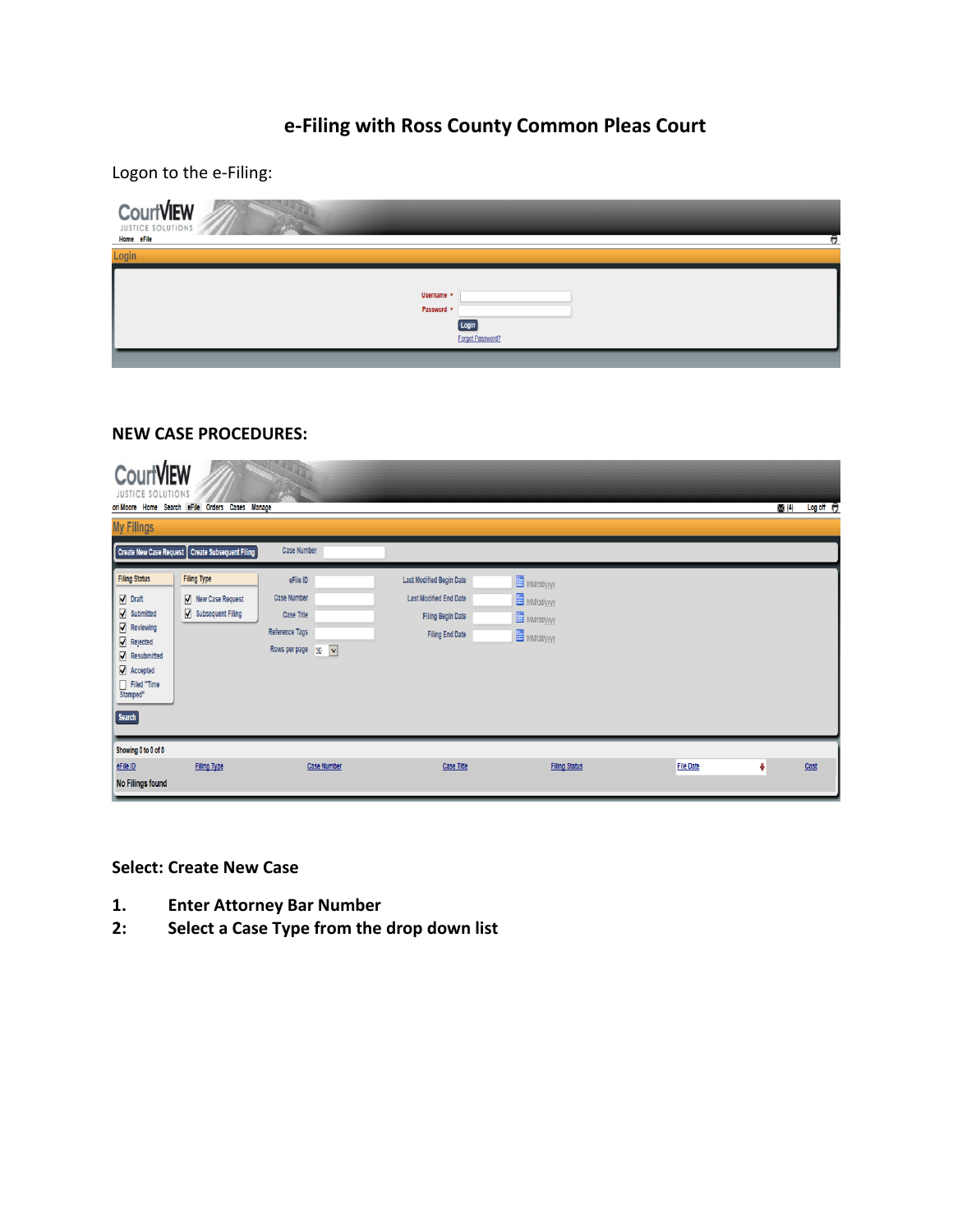# e-Filing with Ross County Common Pleas Court

Logon to the e-Filing:

**NEW CASE PROCEDURES:**

**Select: Create New Case**

1. **Enter Attorney Bar Number**
2: **Select a Case Type from the drop down list**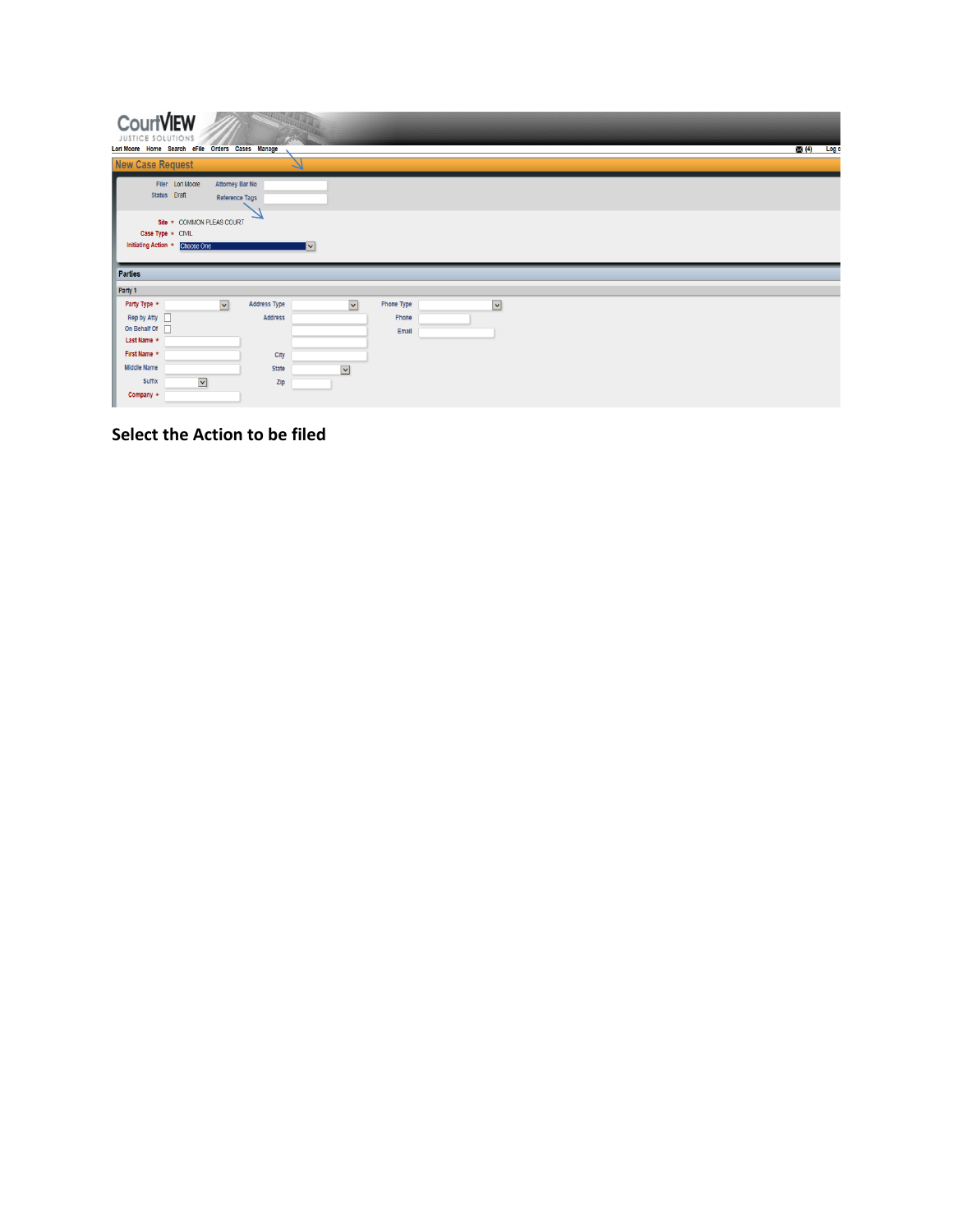CourtVIEW JUSTICE SOLUTIONS

Lori Moore Home Search eFile Orders Cases Manage

## New Case Request

Filer Lori Moore
Status Draft
Attorney Bar No
Reference Tags

Site * COMMON PLEAS COURT
Case Type * CIVIL
Initiating Action * Choose One

### Parties

Party 1

Party Type *
Rep by Atty
On Behalf Of
Last Name *
First Name *
Middle Name
Suffix
Company *

Address Type
Address
City
State
Zip

Phone Type
Phone
Email

**Select the Action to be filed**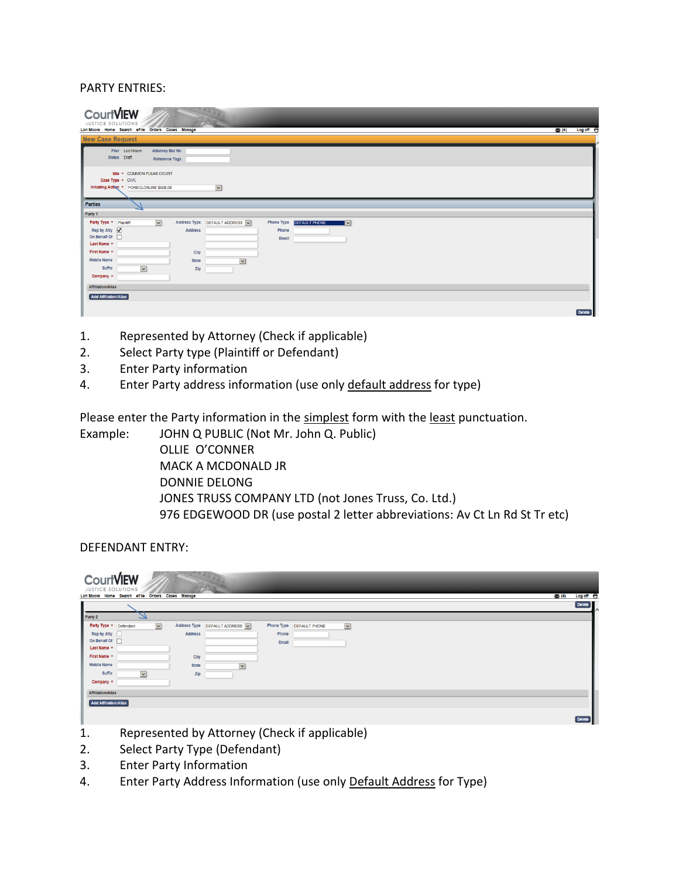PARTY ENTRIES:

1. Represented by Attorney (Check if applicable)
2. Select Party type (Plaintiff or Defendant)
3. Enter Party information
4. Enter Party address information (use only <u>default address</u> for type)

Please enter the Party information in the <u>simplest</u> form with the <u>least</u> punctuation.

Example: JOHN Q PUBLIC (Not Mr. John Q. Public)
OLLIE O'CONNER
MACK A MCDONALD JR
DONNIE DELONG
JONES TRUSS COMPANY LTD (not Jones Truss, Co. Ltd.)
976 EDGEWOOD DR (use postal 2 letter abbreviations: Av Ct Ln Rd St Tr etc)

DEFENDANT ENTRY:

1. Represented by Attorney (Check if applicable)
2. Select Party Type (Defendant)
3. Enter Party Information
4. Enter Party Address Information (use only <u>Default Address</u> for Type)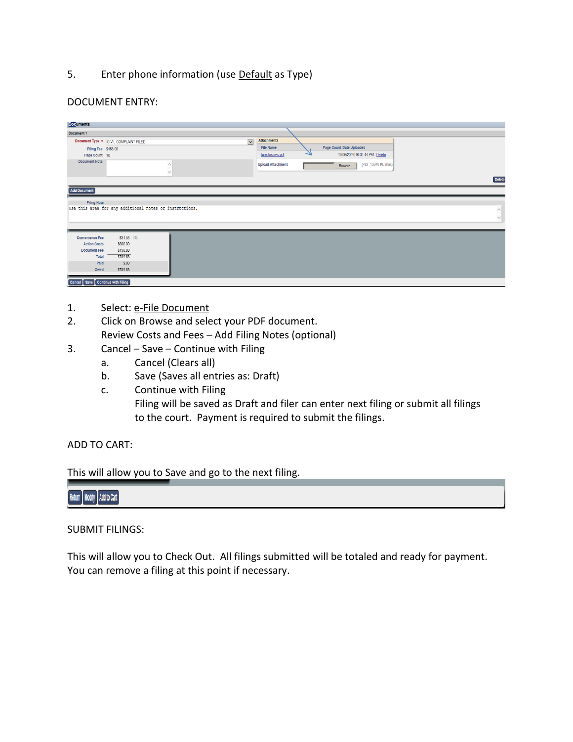5. Enter phone information (use Default as Type)

DOCUMENT ENTRY:

1. Select: e-File Document
2. Click on Browse and select your PDF document.
   Review Costs and Fees – Add Filing Notes (optional)
3. Cancel – Save – Continue with Filing
   a. Cancel (Clears all)
   b. Save (Saves all entries as: Draft)
   c. Continue with Filing
      Filing will be saved as Draft and filer can enter next filing or submit all filings to the court. Payment is required to submit the filings.

ADD TO CART:

This will allow you to Save and go to the next filing.

SUBMIT FILINGS:

This will allow you to Check Out. All filings submitted will be totaled and ready for payment. You can remove a filing at this point if necessary.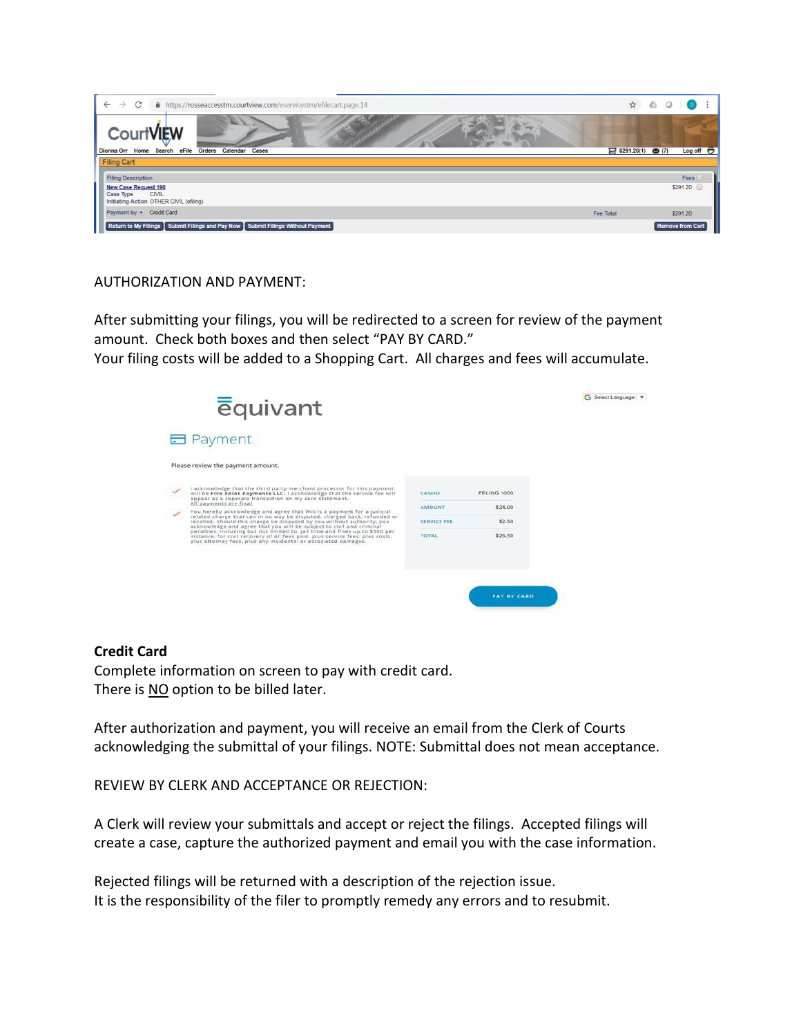AUTHORIZATION AND PAYMENT:

After submitting your filings, you will be redirected to a screen for review of the payment amount. Check both boxes and then select "PAY BY CARD."
Your filing costs will be added to a Shopping Cart. All charges and fees will accumulate.

**Credit Card**
Complete information on screen to pay with credit card.
There is NO option to be billed later.

After authorization and payment, you will receive an email from the Clerk of Courts acknowledging the submittal of your filings. NOTE: Submittal does not mean acceptance.

REVIEW BY CLERK AND ACCEPTANCE OR REJECTION:

A Clerk will review your submittals and accept or reject the filings. Accepted filings will create a case, capture the authorized payment and email you with the case information.

Rejected filings will be returned with a description of the rejection issue.
It is the responsibility of the filer to promptly remedy any errors and to resubmit.